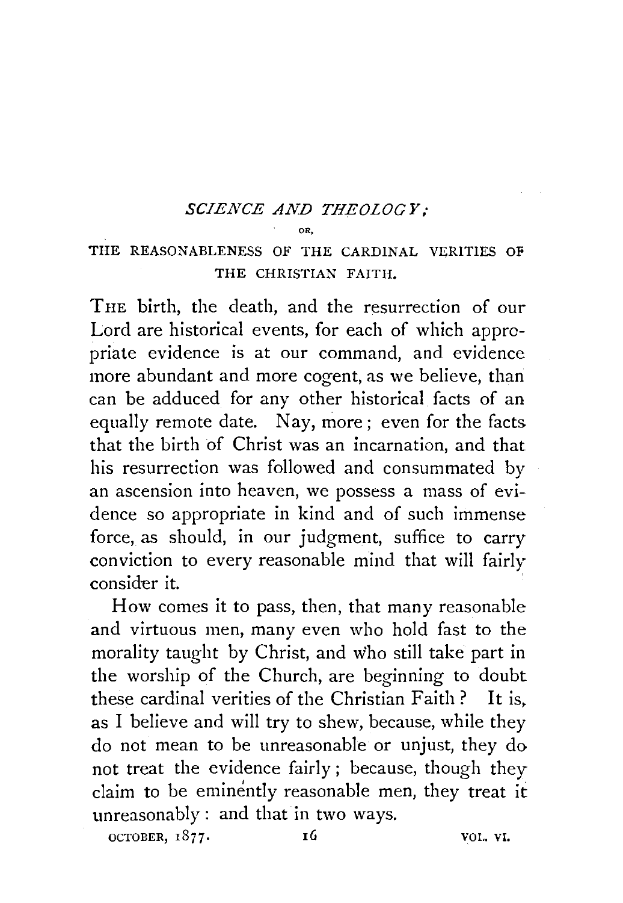## *SCIENCE AND THEOLOGY;*

OR,

### THE REASONABLENESS OF THE CARDINAL VERITIES OF THE CHRISTIAN FAITH.

THE birth, the death, and the resurrection of our Lord are historical events, for each of which appropriate evidence is at our command, and evidence more abundant and more cogent, as we believe, than can be adduced for any other historical facts of an equally remote date. Nay, more; even for the facts that the birth of Christ was an incarnation, and that his resurrection was followed and consummated by an ascension into heaven, we possess a mass of evidence so appropriate in kind and of such immense force, as should, in our judgment, suffice to carry conviction to every reasonable mind that will fairly consider it.

How comes it to pass, then, that many reasonable and virtuous men, many even who hold fast to the morality taught by Christ, and who still take part in the worship of the Church, are beginning to doubt these cardinal verities of the Christian Faith? It is, as I believe and will try to shew, because, while they do not mean to be unreasonable or unjust, they do not treat the evidence fairly; because, though they claim to be eminently reasonable men, they treat it unreasonably: and that in two ways.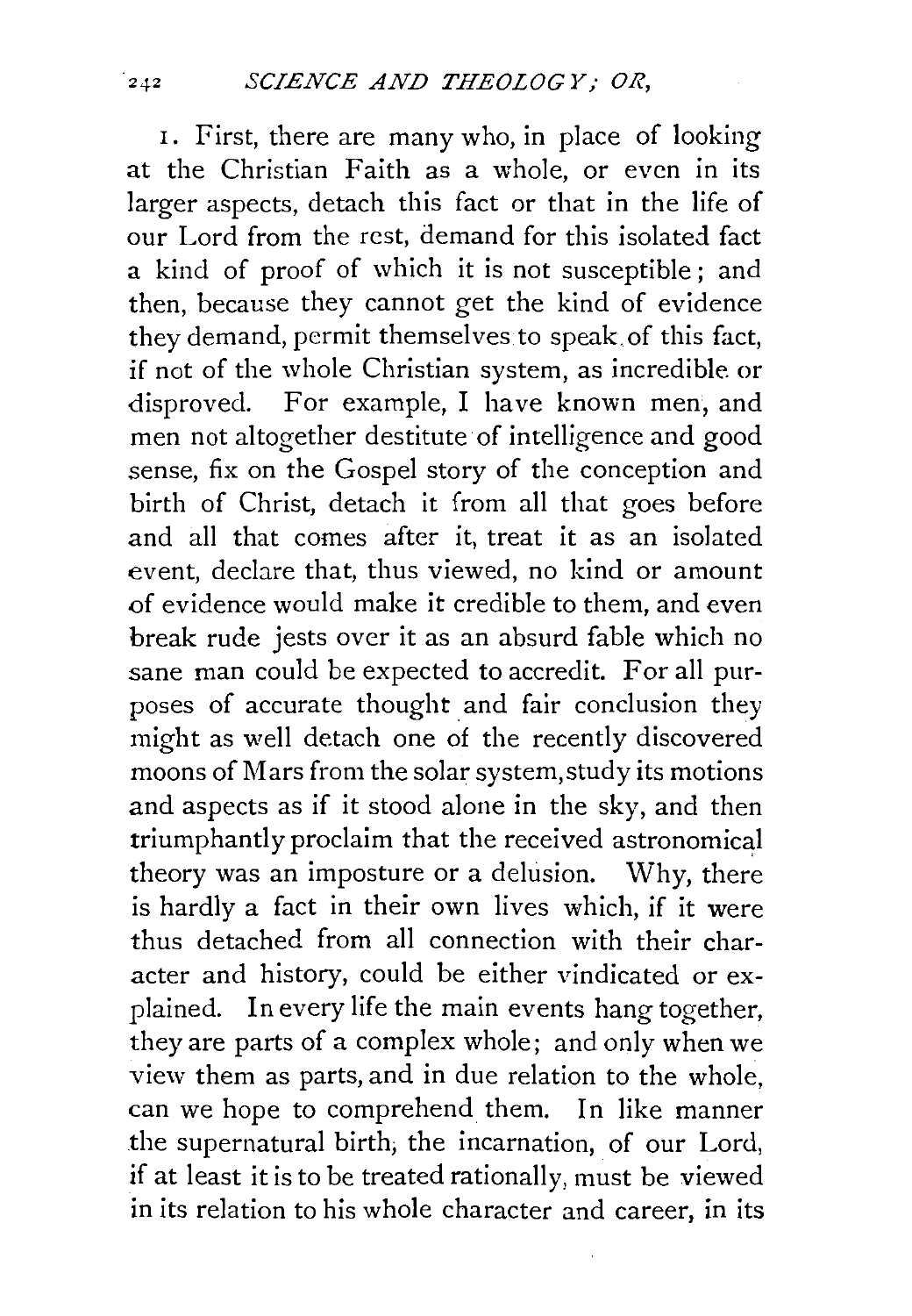1. First, there are many who, in place of looking at the Christian Faith as a whole, or even in its larger aspects, detach this fact or that in the life of our Lord from the rest, demand for this isolated fact a kind of proof of which it is not susceptible; and then, because they cannot get the kind of evidence they demand, permit themselves to speak of this fact, if not of the whole Christian system, as incredible or disproved. For example, I have known men, and men not altogether destitute of intelligence and good sense, fix on the Gospel story of the conception and birth of Christ, detach it from all that goes before and all that comes after it, treat it as an isolated event, declare that, thus viewed, no kind or amount of evidence would make it credible to them, and even break rude jests over it as an absurd fable which no sane man could be expected to accredit. For all purposes of accurate thought and fair conclusion they might as well detach one of the recently discovered moons of Mars from the solar system, study its motions and aspects as if it stood alone in the sky, and then triumphantly proclaim that the received astronomical theory was an imposture or a delusion. Why, there is hardly a fact in their own lives which, if it were thus detached from all connection with their character and history, could be either vindicated or explained. In every life the main events hang together, they are parts of a complex whole; and only when we view them as parts, and in due relation to the whole, can we hope to comprehend them. In like manner the supernatural birth, the incarnation, of our Lord, if at least it is to be treated rationally, must be viewed in its relation to his whole character and career, in its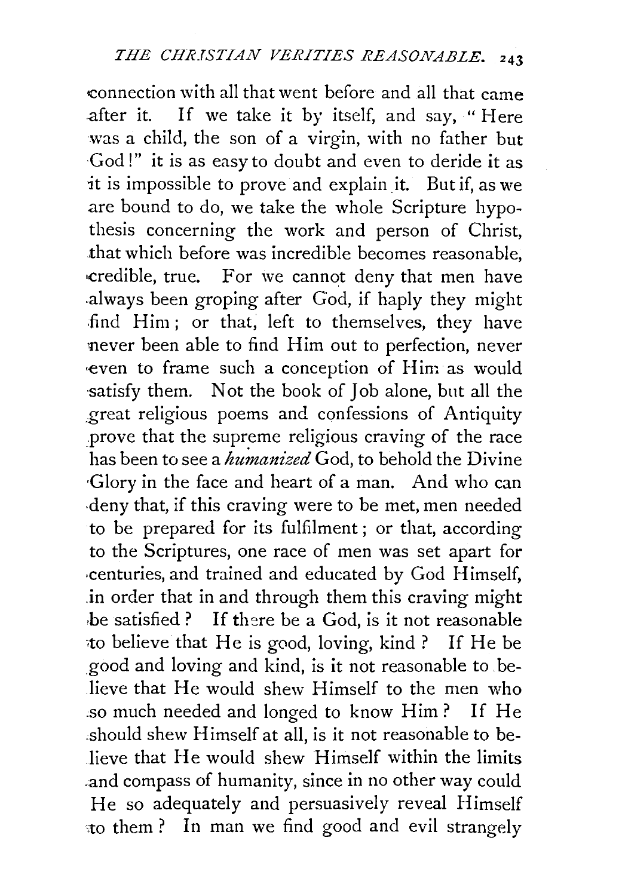connection with all that went before and all that came after it. If we take it by itself, and say, "Here was a child, the son of a virgin, with no father but God!" it is as easy to doubt and even to deride it as it is impossible to prove and explain it. But if, as we are bound to do, we take the whole Scripture hypothesis concerning the work and person of Christ, that which before was incredible becomes reasonable, credible, true. For we cannot deny that men have always been groping after God, if haply they might find Him; or that, left to themselves, they have never been able to find Him out to perfection, never even to frame such a conception of Him as would satisfy them. Not the book of Job alone, but all the great religious poems and confessions of Antiquity prove that the supreme religious craving of the race has been to see a *humanized* God, to behold the Divine Glory in the face and heart of a man. And who can deny that, if this craving were to be met, men needed to be prepared for its fulfilment; or that, according to the Scriptures, one race of men was set apart for centuries, and trained and educated by God Himself, in order that in and through them this craving might be satisfied? If there be a God, is it not reasonable to believe that He is good, loving, kind? If He be good and loving and kind, is it not reasonable to believe that He would shew Himself to the men who so much needed and longed to know Him? If He should shew Himself at all, is it not reasonable to believe that He would shew Himself within the limits and compass of humanity, since in no other way could He so adequately and persuasively reveal Himself to them? In man we find good and evil strangely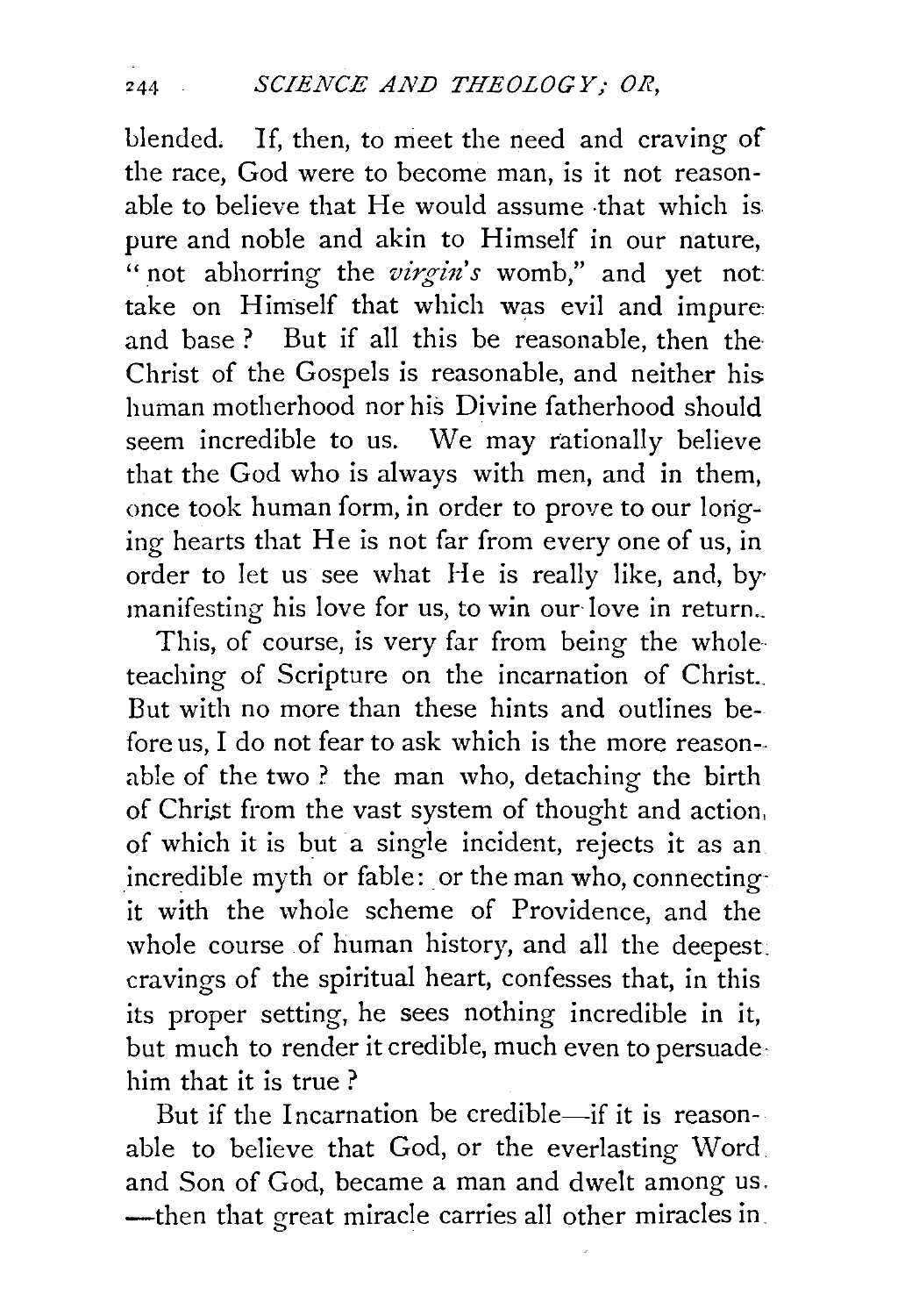blended. If, then, to meet the need and craving of the race, God were to become man, is it not reasonable to believe that He would assume that which is pure and noble and akin to Himself in our nature, "not abhorring the *virgin's* womb," and yet not take on Himself that which was evil and impure and base? But if all this be reasonable, then the Christ of the Gospels is reasonable, and neither his human motherhood nor his Divine fatherhood should seem incredible to us. We may rationally believe that the God who is always with men, and in them, once took human form, in order to prove to our longing hearts that He is not far from every one of us, in order to let us see what He is really like, and, by manifesting his love for us, to win our love in return.

This, of course, is very far from being the whole teaching of Scripture on the incarnation of Christ. But with no more than these hints and outlines before us, I do not fear to ask which is the more reasonable of the two? the man who, detaching the birth of Christ from the vast system of thought and action, of which it is but a single incident, rejects it as an incredible myth or fable: or the man who, connecting it with the whole scheme of Providence, and the whole course of human history, and all the deepest cravings of the spiritual heart, confesses that, in this its proper setting, he sees nothing incredible in it, but much to render it credible, much even to persuade him that it is true?

But if the Incarnation be credible—if it is reasonable to believe that God, or the everlasting Word and Son of God, became a man and dwelt among us, —then that great miracle carries all other miracles in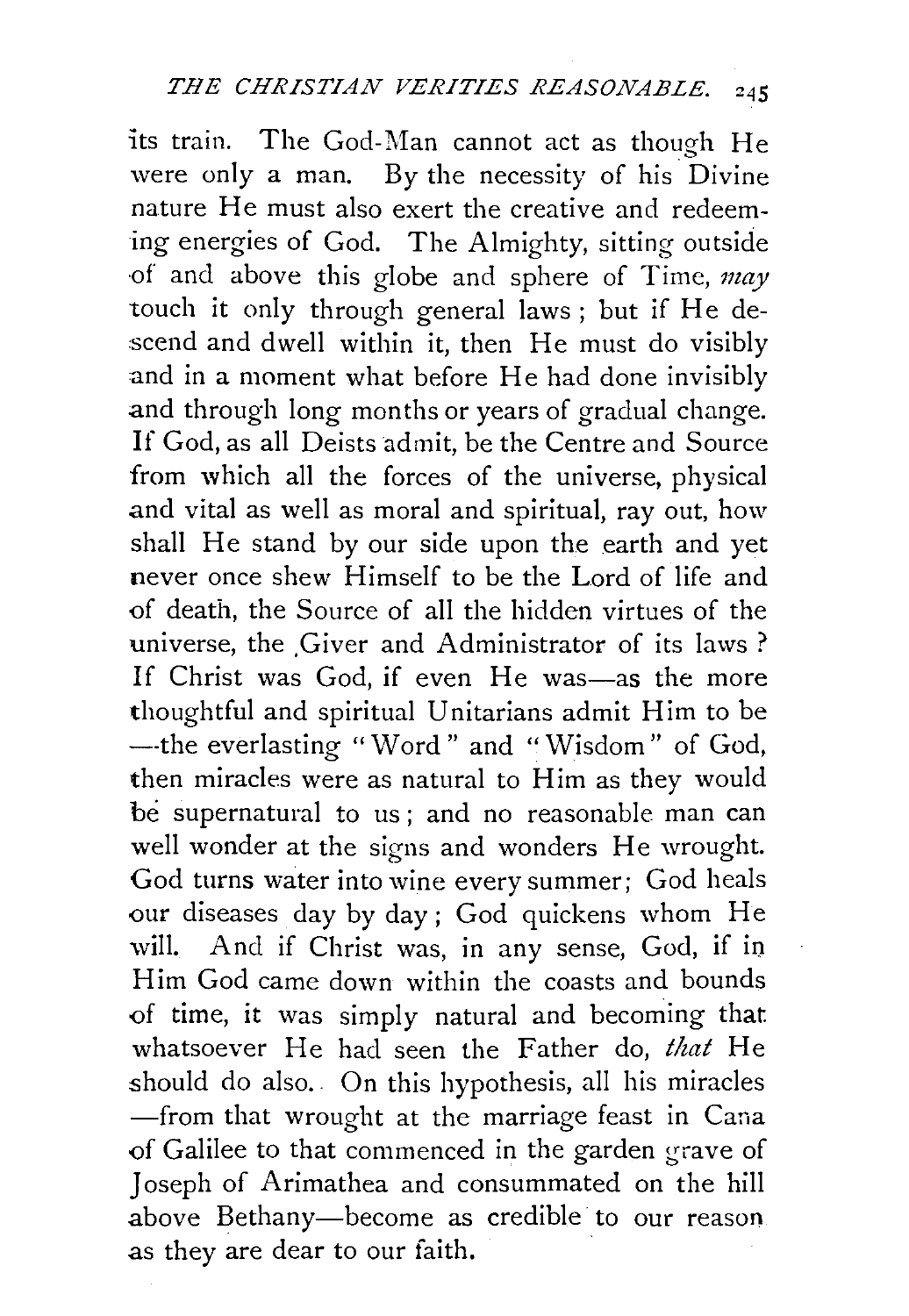its train. The God-Man cannot act as though He were only a man. By the necessity of his Divine nature He must also exert the creative and redeeming energies of God. The Almighty, sitting outside of and above this globe and sphere of Time, *may* touch it only through general laws; but if He descend and dwell within it, then He must do visibly and in a moment what before He had done invisibly and through long months or years of gradual change. If God, as all Deists admit, be the Centre and Source from which all the forces of the universe, physical and vital as well as moral and spiritual, ray out, how shall He stand by our side upon the earth and yet never once shew Himself to be the Lord of life and of death, the Source of all the hidden virtues of the universe, the Giver and Administrator of its laws? If Christ was God, if even He was—as the more thoughtful and spiritual Unitarians admit Him to be—the everlasting "Word" and "Wisdom" of God, then miracles were as natural to Him as they would be supernatural to us; and no reasonable man can well wonder at the signs and wonders He wrought. God turns water into wine every summer; God heals our diseases day by day; God quickens whom He will. And if Christ was, in any sense, God, if in Him God came down within the coasts and bounds of time, it was simply natural and becoming that whatsoever He had seen the Father do, *that* He should do also. On this hypothesis, all his miracles—from that wrought at the marriage feast in Cana of Galilee to that commenced in the garden grave of Joseph of Arimathea and consummated on the hill above Bethany—become as credible to our reason as they are dear to our faith.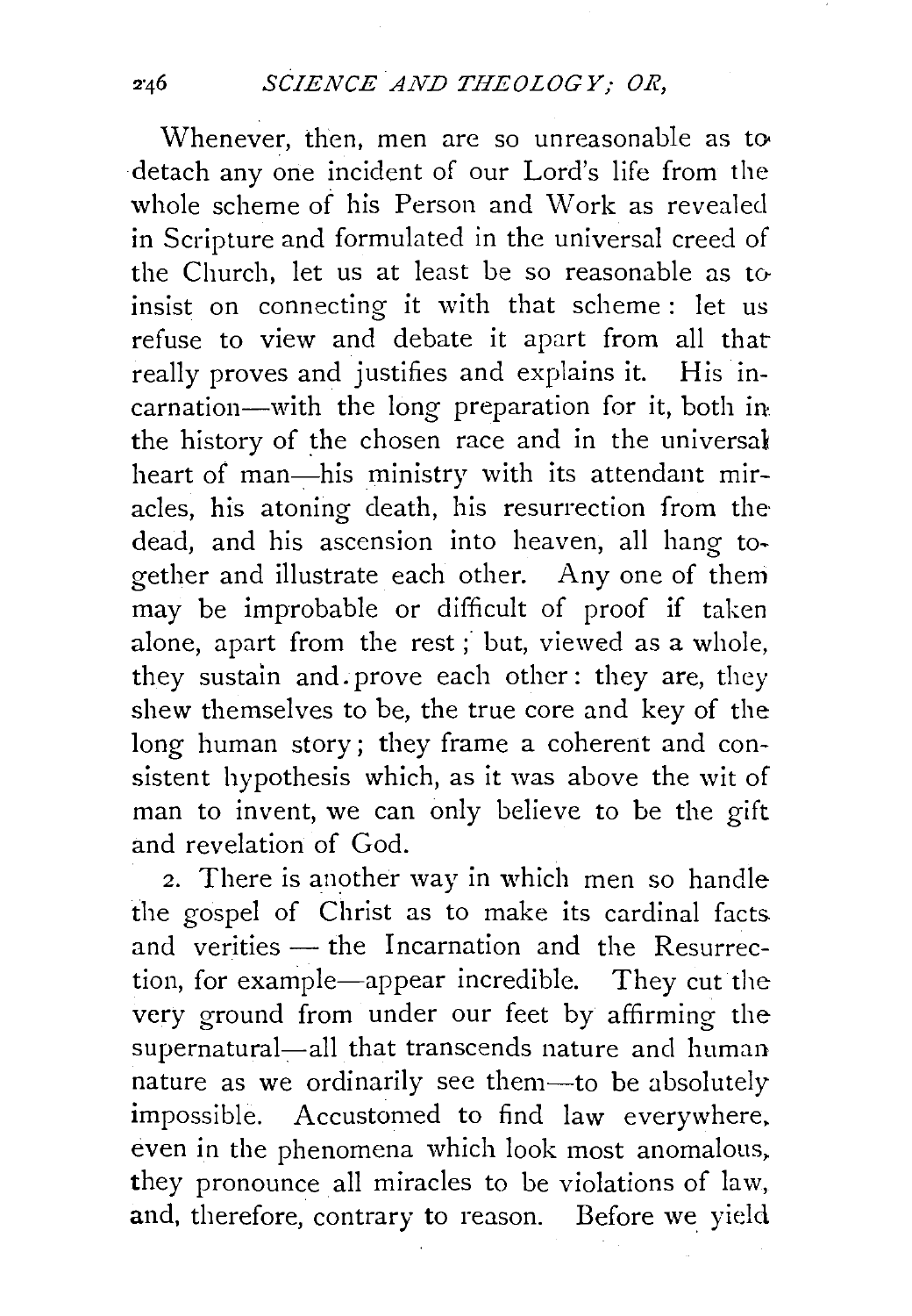Whenever, then, men are so unreasonable as to detach any one incident of our Lord's life from the whole scheme of his Person and Work as revealed in Scripture and formulated in the universal creed of the Church, let us at least be so reasonable as to insist on connecting it with that scheme: let us refuse to view and debate it apart from all that really proves and justifies and explains it. His incarnation—with the long preparation for it, both in the history of the chosen race and in the universal heart of man—his ministry with its attendant miracles, his atoning death, his resurrection from the dead, and his ascension into heaven, all hang together and illustrate each other. Any one of them may be improbable or difficult of proof if taken alone, apart from the rest; but, viewed as a whole, they sustain and prove each other: they are, they shew themselves to be, the true core and key of the long human story; they frame a coherent and consistent hypothesis which, as it was above the wit of man to invent, we can only believe to be the gift and revelation of God.

2. There is another way in which men so handle the gospel of Christ as to make its cardinal facts and verities — the Incarnation and the Resurrection, for example—appear incredible. They cut the very ground from under our feet by affirming the supernatural—all that transcends nature and human nature as we ordinarily see them—to be absolutely impossible. Accustomed to find law everywhere, even in the phenomena which look most anomalous, they pronounce all miracles to be violations of law, and, therefore, contrary to reason. Before we yield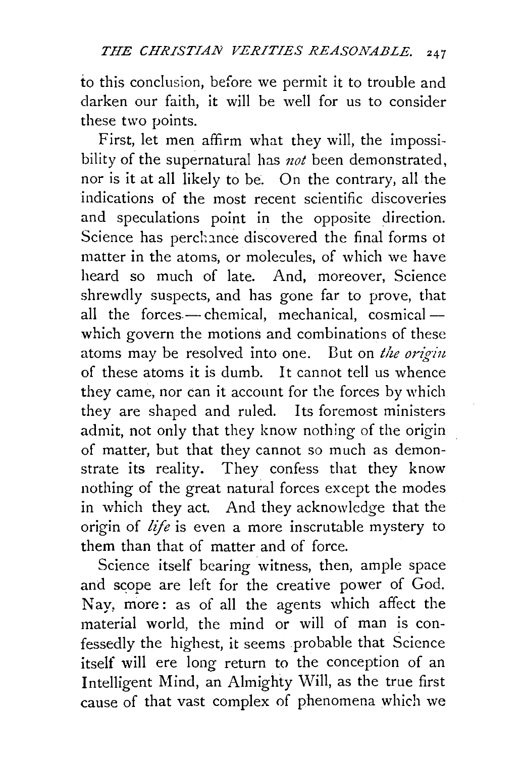to this conclusion, before we permit it to trouble and darken our faith, it will be well for us to consider these two points.

First, let men affirm what they will, the impossibility of the supernatural has *not* been demonstrated, nor is it at all likely to be. On the contrary, all the indications of the most recent scientific discoveries and speculations point in the opposite direction. Science has perchance discovered the final forms of matter in the atoms, or molecules, of which we have heard so much of late. And, moreover, Science shrewdly suspects, and has gone far to prove, that all the forces — chemical, mechanical, cosmical — which govern the motions and combinations of these atoms may be resolved into one. But on *the origin* of these atoms it is dumb. It cannot tell us whence they came, nor can it account for the forces by which they are shaped and ruled. Its foremost ministers admit, not only that they know nothing of the origin of matter, but that they cannot so much as demonstrate its reality. They confess that they know nothing of the great natural forces except the modes in which they act. And they acknowledge that the origin of *life* is even a more inscrutable mystery to them than that of matter and of force.

Science itself bearing witness, then, ample space and scope are left for the creative power of God. Nay, more: as of all the agents which affect the material world, the mind or will of man is confessedly the highest, it seems probable that Science itself will ere long return to the conception of an Intelligent Mind, an Almighty Will, as the true first cause of that vast complex of phenomena which we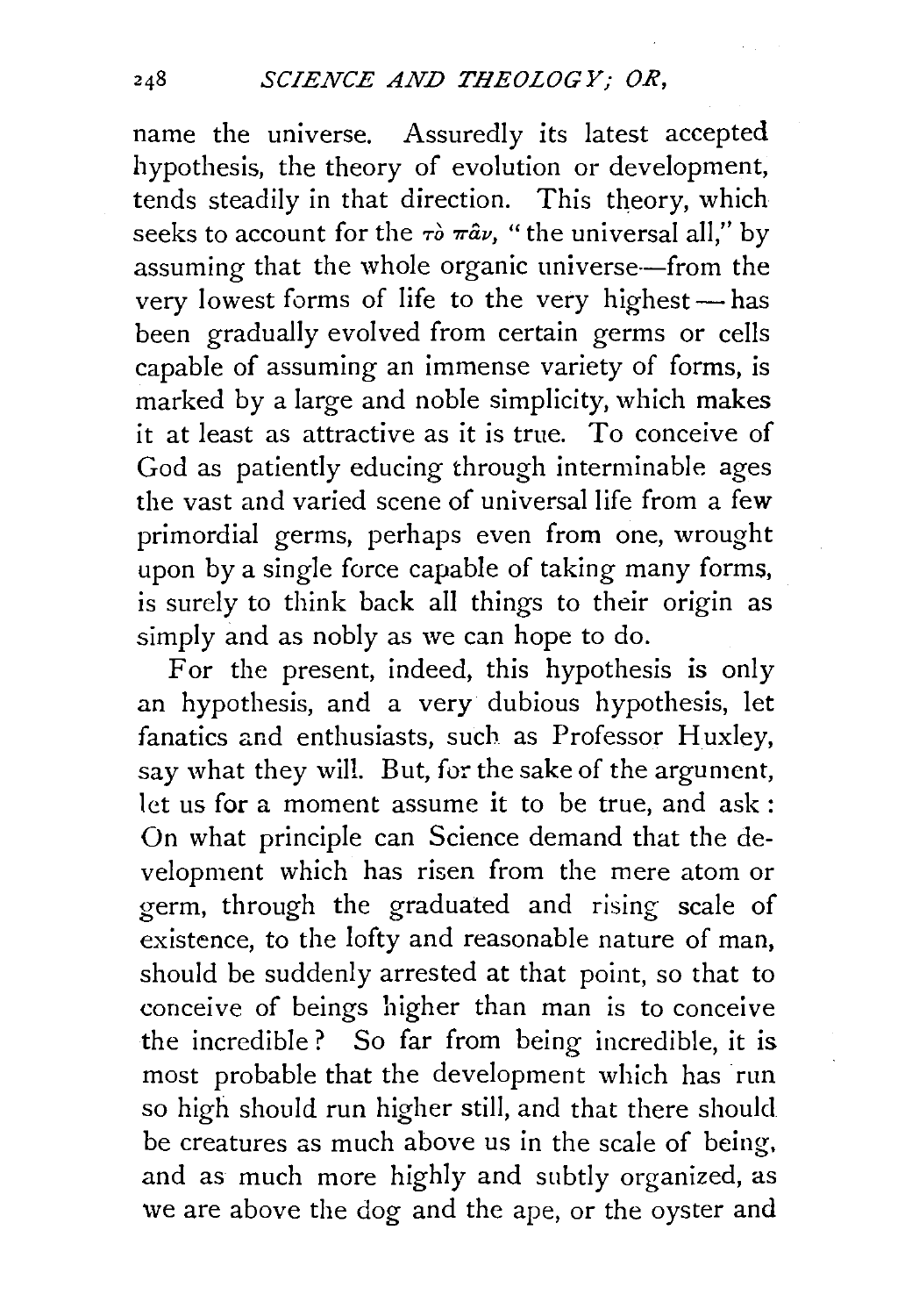name the universe. Assuredly its latest accepted hypothesis, the theory of evolution or development, tends steadily in that direction. This theory, which seeks to account for the τὸ πᾶν, "the universal all," by assuming that the whole organic universe—from the very lowest forms of life to the very highest—has been gradually evolved from certain germs or cells capable of assuming an immense variety of forms, is marked by a large and noble simplicity, which makes it at least as attractive as it is true. To conceive of God as patiently educing through interminable ages the vast and varied scene of universal life from a few primordial germs, perhaps even from one, wrought upon by a single force capable of taking many forms, is surely to think back all things to their origin as simply and as nobly as we can hope to do.

For the present, indeed, this hypothesis is only an hypothesis, and a very dubious hypothesis, let fanatics and enthusiasts, such as Professor Huxley, say what they will. But, for the sake of the argument, let us for a moment assume it to be true, and ask: On what principle can Science demand that the development which has risen from the mere atom or germ, through the graduated and rising scale of existence, to the lofty and reasonable nature of man, should be suddenly arrested at that point, so that to conceive of beings higher than man is to conceive the incredible? So far from being incredible, it is most probable that the development which has run so high should run higher still, and that there should be creatures as much above us in the scale of being, and as much more highly and subtly organized, as we are above the dog and the ape, or the oyster and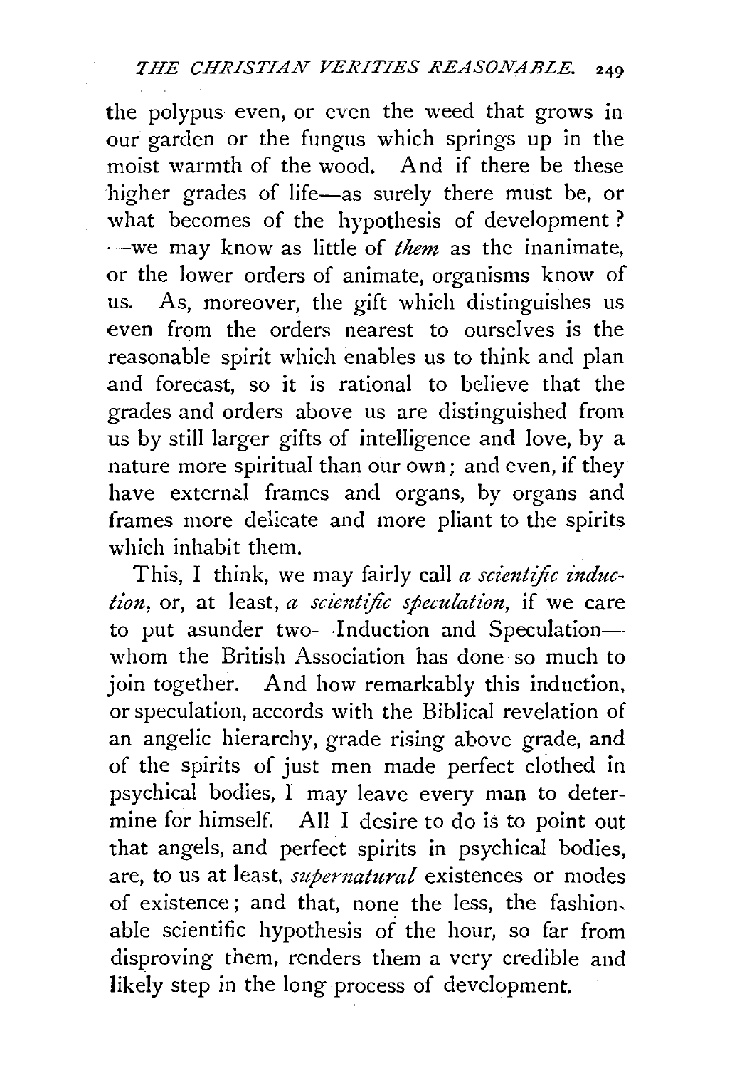the polypus even, or even the weed that grows in our garden or the fungus which springs up in the moist warmth of the wood. And if there be these higher grades of life—as surely there must be, or what becomes of the hypothesis of development? —we may know as little of *them* as the inanimate, or the lower orders of animate, organisms know of us. As, moreover, the gift which distinguishes us even from the orders nearest to ourselves is the reasonable spirit which enables us to think and plan and forecast, so it is rational to believe that the grades and orders above us are distinguished from us by still larger gifts of intelligence and love, by a nature more spiritual than our own; and even, if they have external frames and organs, by organs and frames more delicate and more pliant to the spirits which inhabit them.

This, I think, we may fairly call *a scientific induction*, or, at least, *a scientific speculation*, if we care to put asunder two—Induction and Speculation—whom the British Association has done so much to join together. And how remarkably this induction, or speculation, accords with the Biblical revelation of an angelic hierarchy, grade rising above grade, and of the spirits of just men made perfect clothed in psychical bodies, I may leave every man to determine for himself. All I desire to do is to point out that angels, and perfect spirits in psychical bodies, are, to us at least, *supernatural* existences or modes of existence; and that, none the less, the fashionable scientific hypothesis of the hour, so far from disproving them, renders them a very credible and likely step in the long process of development.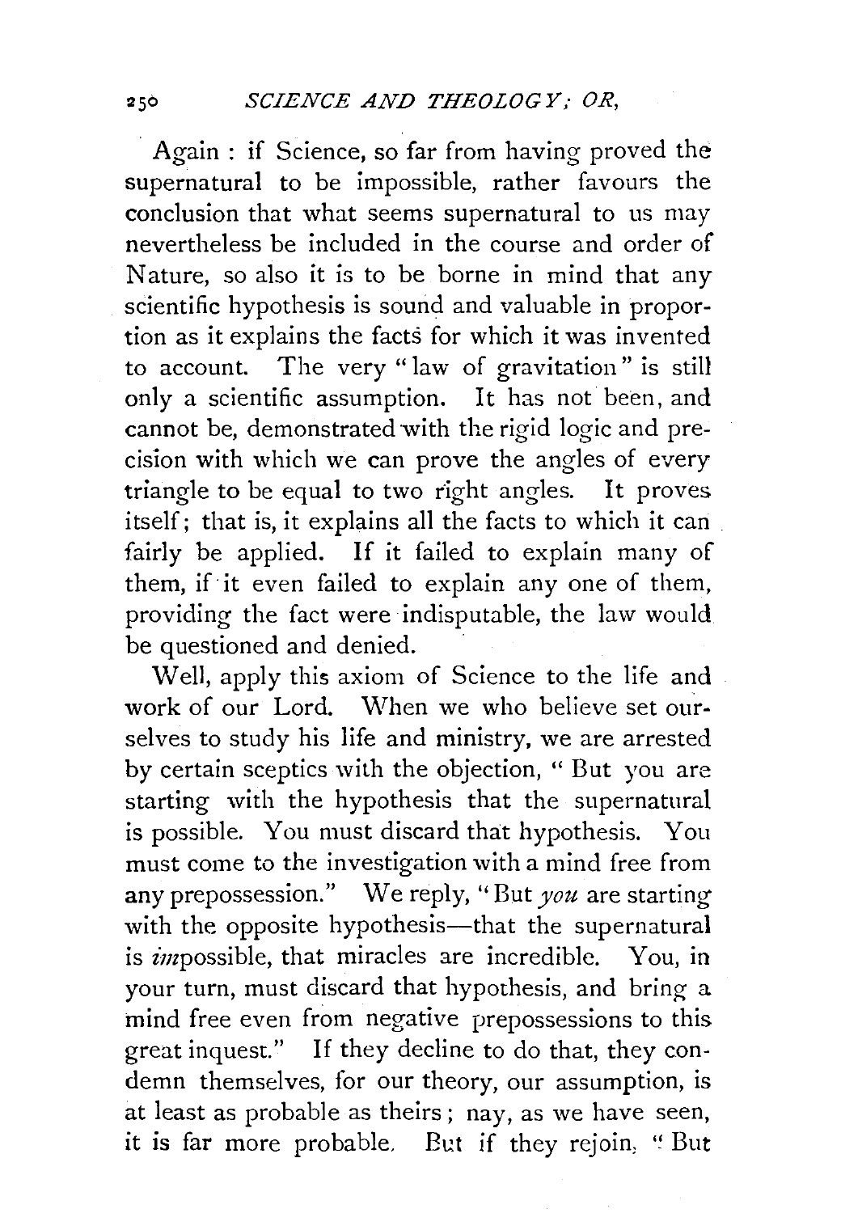Again: if Science, so far from having proved the supernatural to be impossible, rather favours the conclusion that what seems supernatural to us may nevertheless be included in the course and order of Nature, so also it is to be borne in mind that any scientific hypothesis is sound and valuable in proportion as it explains the facts for which it was invented to account. The very "law of gravitation" is still only a scientific assumption. It has not been, and cannot be, demonstrated with the rigid logic and precision with which we can prove the angles of every triangle to be equal to two right angles. It proves itself; that is, it explains all the facts to which it can fairly be applied. If it failed to explain many of them, if it even failed to explain any one of them, providing the fact were indisputable, the law would be questioned and denied.

Well, apply this axiom of Science to the life and work of our Lord. When we who believe set ourselves to study his life and ministry, we are arrested by certain sceptics with the objection, "But you are starting with the hypothesis that the supernatural is possible. You must discard that hypothesis. You must come to the investigation with a mind free from any prepossession." We reply, "But *you* are starting with the opposite hypothesis—that the supernatural is *im*possible, that miracles are incredible. You, in your turn, must discard that hypothesis, and bring a mind free even from negative prepossessions to this great inquest." If they decline to do that, they condemn themselves, for our theory, our assumption, is at least as probable as theirs; nay, as we have seen, it is far more probable. But if they rejoin, "But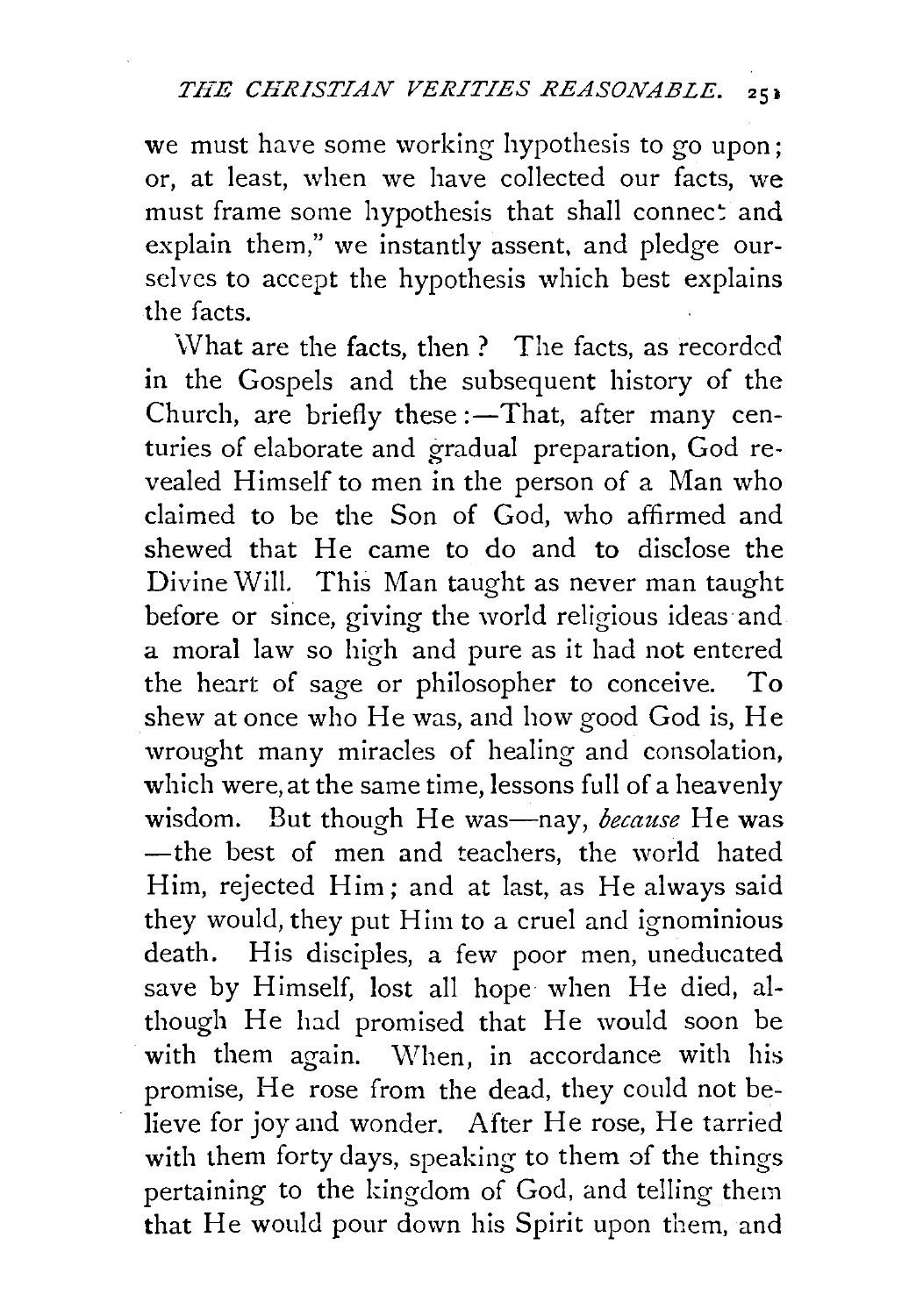we must have some working hypothesis to go upon; or, at least, when we have collected our facts, we must frame some hypothesis that shall connect and explain them," we instantly assent, and pledge ourselves to accept the hypothesis which best explains the facts.

What are the facts, then? The facts, as recorded in the Gospels and the subsequent history of the Church, are briefly these:—That, after many centuries of elaborate and gradual preparation, God revealed Himself to men in the person of a Man who claimed to be the Son of God, who affirmed and shewed that He came to do and to disclose the Divine Will. This Man taught as never man taught before or since, giving the world religious ideas and a moral law so high and pure as it had not entered the heart of sage or philosopher to conceive. To shew at once who He was, and how good God is, He wrought many miracles of healing and consolation, which were, at the same time, lessons full of a heavenly wisdom. But though He was—nay, *because* He was—the best of men and teachers, the world hated Him, rejected Him; and at last, as He always said they would, they put Him to a cruel and ignominious death. His disciples, a few poor men, uneducated save by Himself, lost all hope when He died, although He had promised that He would soon be with them again. When, in accordance with his promise, He rose from the dead, they could not believe for joy and wonder. After He rose, He tarried with them forty days, speaking to them of the things pertaining to the kingdom of God, and telling them that He would pour down his Spirit upon them, and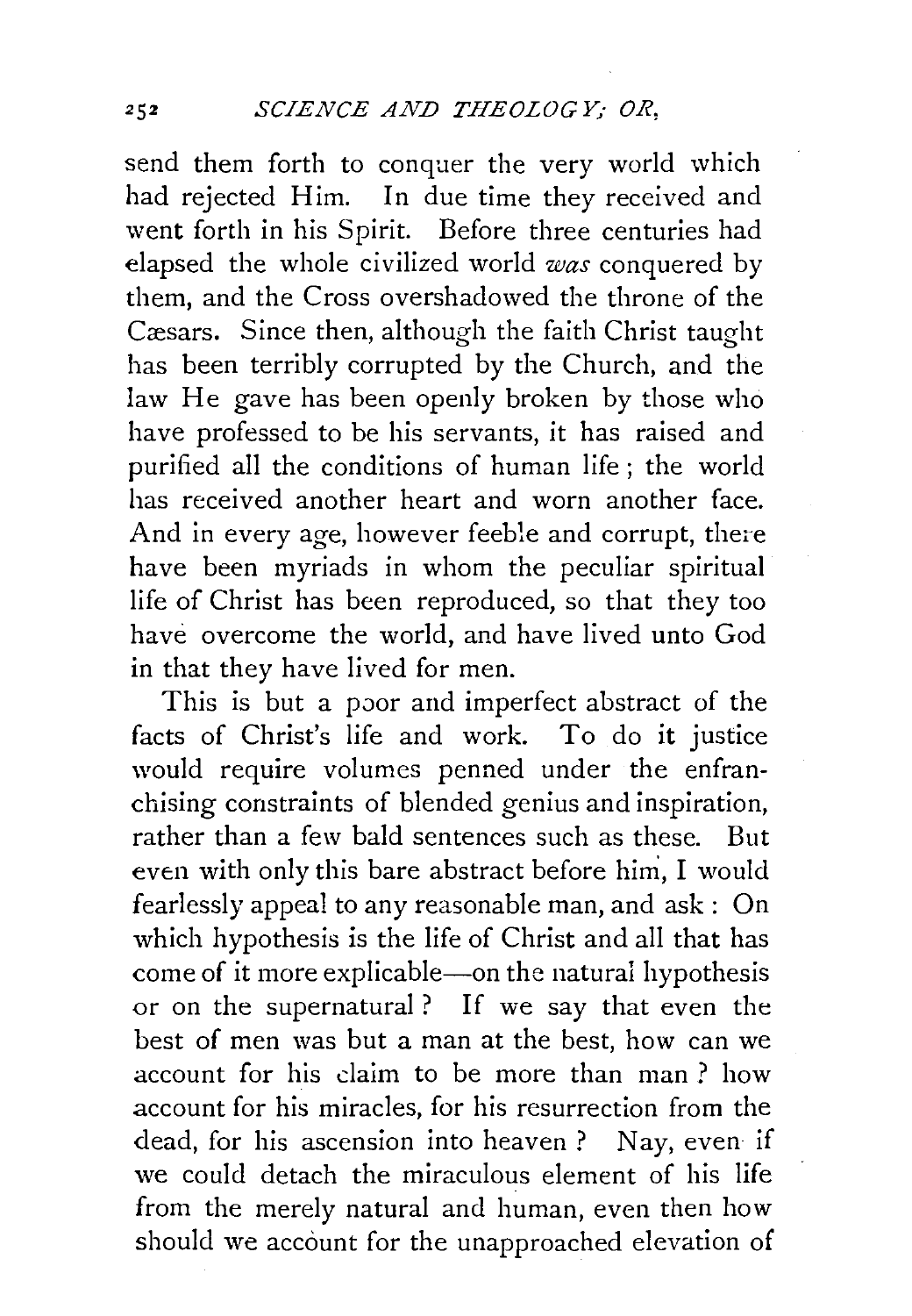send them forth to conquer the very world which had rejected Him. In due time they received and went forth in his Spirit. Before three centuries had elapsed the whole civilized world *was* conquered by them, and the Cross overshadowed the throne of the Cæsars. Since then, although the faith Christ taught has been terribly corrupted by the Church, and the law He gave has been openly broken by those who have professed to be his servants, it has raised and purified all the conditions of human life; the world has received another heart and worn another face. And in every age, however feeble and corrupt, there have been myriads in whom the peculiar spiritual life of Christ has been reproduced, so that they too have overcome the world, and have lived unto God in that they have lived for men.

This is but a poor and imperfect abstract of the facts of Christ's life and work. To do it justice would require volumes penned under the enfranchising constraints of blended genius and inspiration, rather than a few bald sentences such as these. But even with only this bare abstract before him, I would fearlessly appeal to any reasonable man, and ask: On which hypothesis is the life of Christ and all that has come of it more explicable—on the natural hypothesis or on the supernatural? If we say that even the best of men was but a man at the best, how can we account for his claim to be more than man? how account for his miracles, for his resurrection from the dead, for his ascension into heaven? Nay, even if we could detach the miraculous element of his life from the merely natural and human, even then how should we account for the unapproached elevation of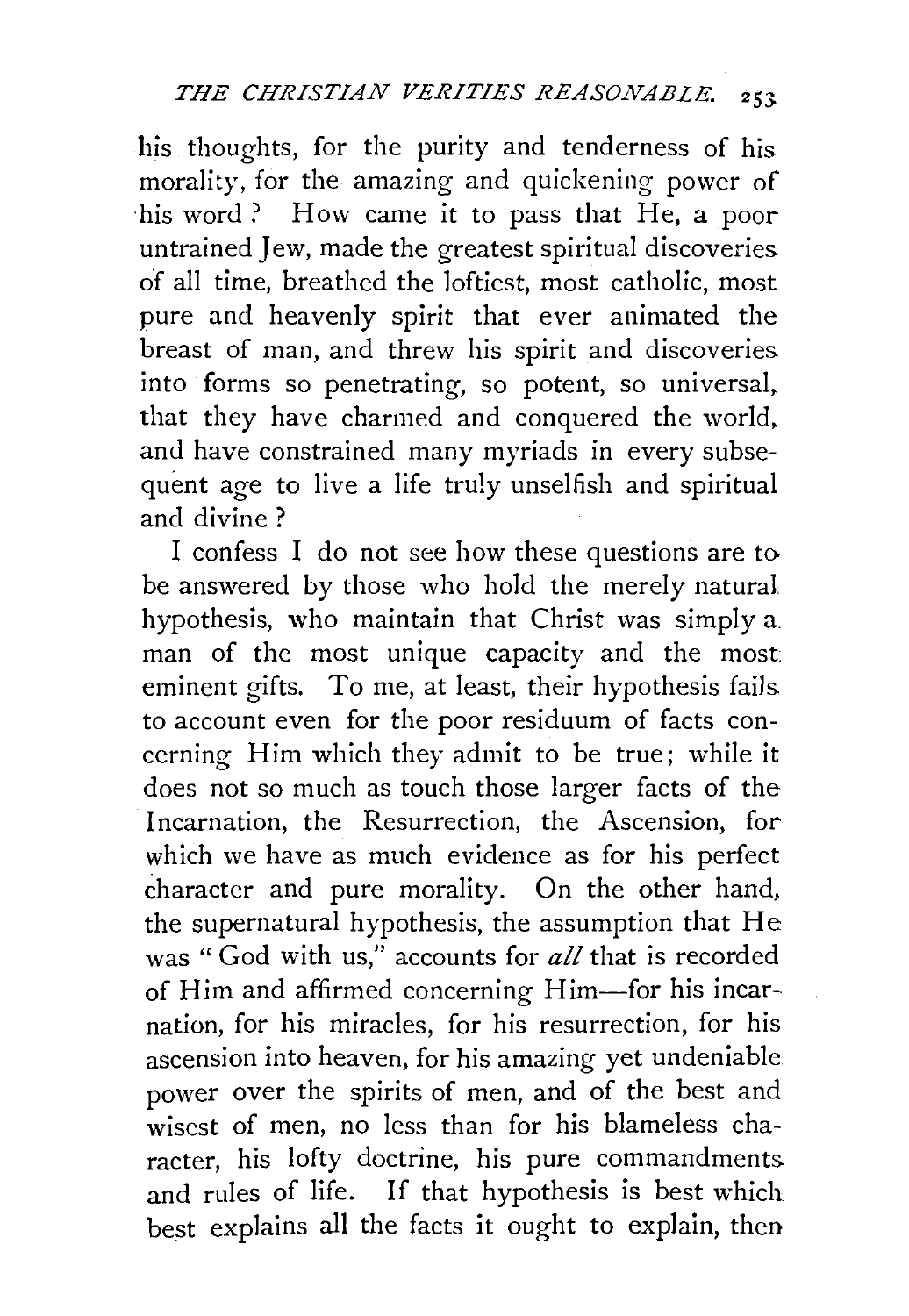his thoughts, for the purity and tenderness of his morality, for the amazing and quickening power of his word? How came it to pass that He, a poor untrained Jew, made the greatest spiritual discoveries of all time, breathed the loftiest, most catholic, most pure and heavenly spirit that ever animated the breast of man, and threw his spirit and discoveries into forms so penetrating, so potent, so universal, that they have charmed and conquered the world, and have constrained many myriads in every subsequent age to live a life truly unselfish and spiritual and divine?

I confess I do not see how these questions are to be answered by those who hold the merely natural hypothesis, who maintain that Christ was simply a man of the most unique capacity and the most eminent gifts. To me, at least, their hypothesis fails to account even for the poor residuum of facts concerning Him which they admit to be true; while it does not so much as touch those larger facts of the Incarnation, the Resurrection, the Ascension, for which we have as much evidence as for his perfect character and pure morality. On the other hand, the supernatural hypothesis, the assumption that He was "God with us," accounts for *all* that is recorded of Him and affirmed concerning Him—for his incarnation, for his miracles, for his resurrection, for his ascension into heaven, for his amazing yet undeniable power over the spirits of men, and of the best and wisest of men, no less than for his blameless character, his lofty doctrine, his pure commandments and rules of life. If that hypothesis is best which best explains all the facts it ought to explain, then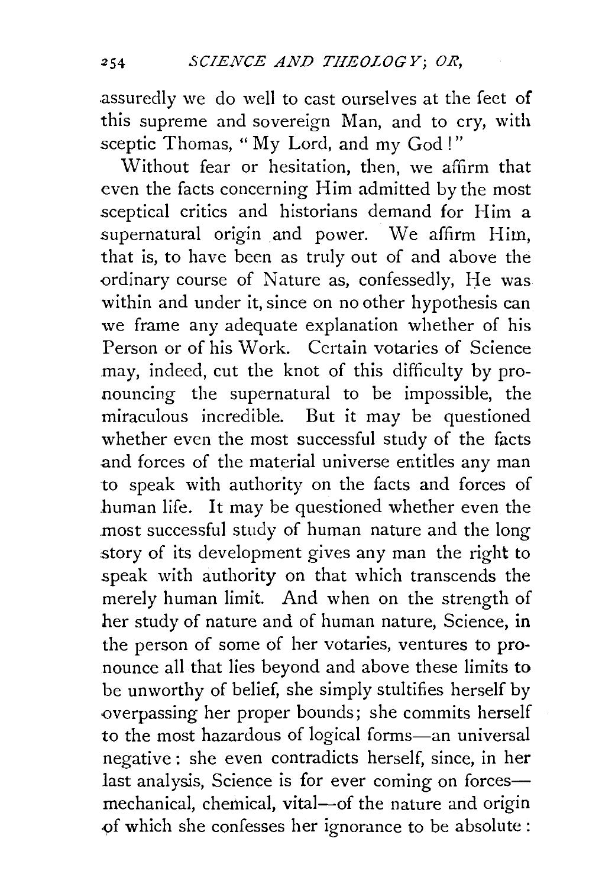assuredly we do well to cast ourselves at the feet of this supreme and sovereign Man, and to cry, with sceptic Thomas, "My Lord, and my God!"

Without fear or hesitation, then, we affirm that even the facts concerning Him admitted by the most sceptical critics and historians demand for Him a supernatural origin and power. We affirm Him, that is, to have been as truly out of and above the ordinary course of Nature as, confessedly, He was within and under it, since on no other hypothesis can we frame any adequate explanation whether of his Person or of his Work. Certain votaries of Science may, indeed, cut the knot of this difficulty by pronouncing the supernatural to be impossible, the miraculous incredible. But it may be questioned whether even the most successful study of the facts and forces of the material universe entitles any man to speak with authority on the facts and forces of human life. It may be questioned whether even the most successful study of human nature and the long story of its development gives any man the right to speak with authority on that which transcends the merely human limit. And when on the strength of her study of nature and of human nature, Science, in the person of some of her votaries, ventures to pronounce all that lies beyond and above these limits to be unworthy of belief, she simply stultifies herself by overpassing her proper bounds; she commits herself to the most hazardous of logical forms—an universal negative: she even contradicts herself, since, in her last analysis, Science is for ever coming on forces—mechanical, chemical, vital—of the nature and origin of which she confesses her ignorance to be absolute: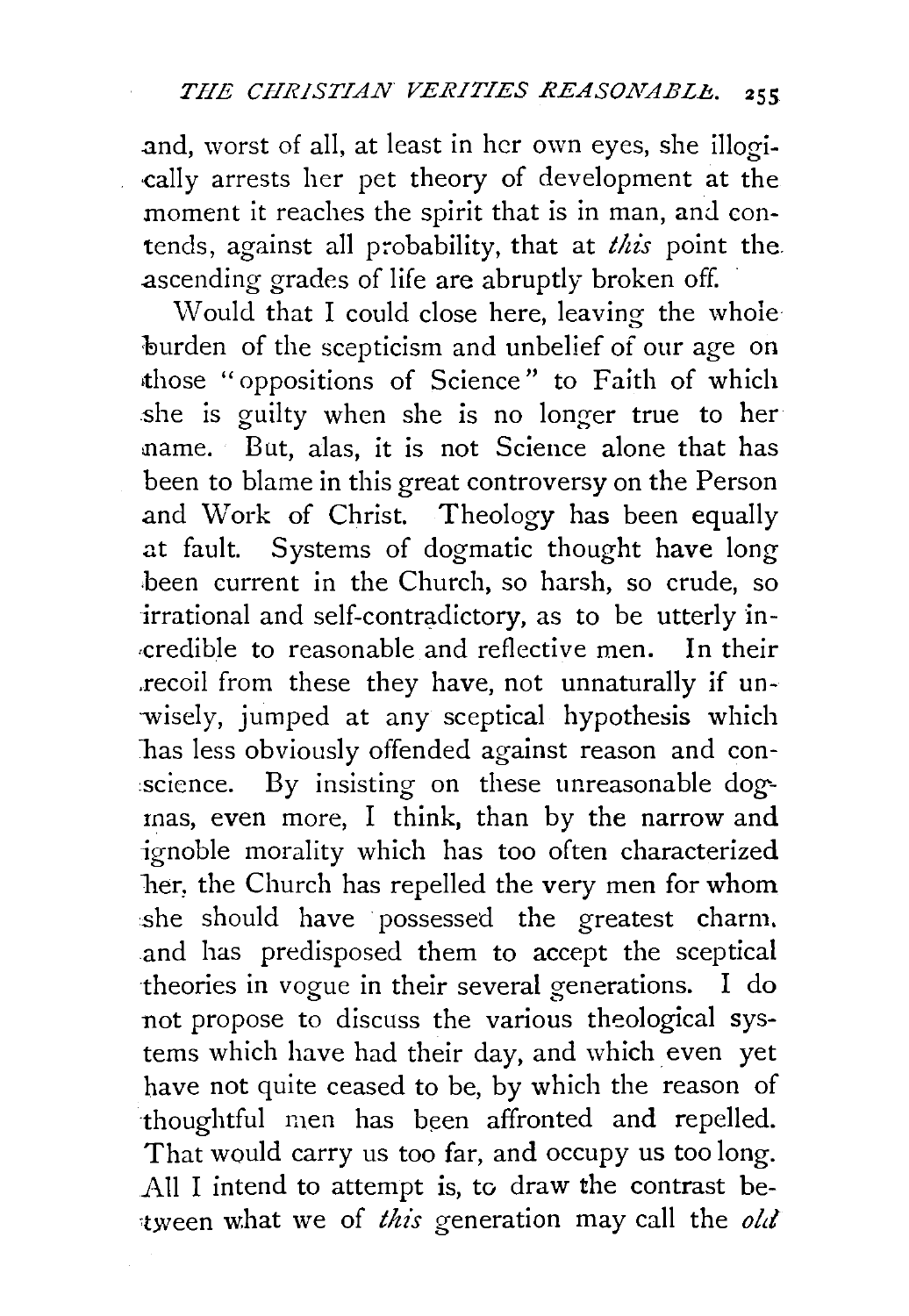and, worst of all, at least in her own eyes, she illogically arrests her pet theory of development at the moment it reaches the spirit that is in man, and contends, against all probability, that at *this* point the ascending grades of life are abruptly broken off.

Would that I could close here, leaving the whole burden of the scepticism and unbelief of our age on those "oppositions of Science" to Faith of which she is guilty when she is no longer true to her name. But, alas, it is not Science alone that has been to blame in this great controversy on the Person and Work of Christ. Theology has been equally at fault. Systems of dogmatic thought have long been current in the Church, so harsh, so crude, so irrational and self-contradictory, as to be utterly incredible to reasonable and reflective men. In their recoil from these they have, not unnaturally if unwisely, jumped at any sceptical hypothesis which has less obviously offended against reason and conscience. By insisting on these unreasonable dogmas, even more, I think, than by the narrow and ignoble morality which has too often characterized her, the Church has repelled the very men for whom she should have possessed the greatest charm, and has predisposed them to accept the sceptical theories in vogue in their several generations. I do not propose to discuss the various theological systems which have had their day, and which even yet have not quite ceased to be, by which the reason of thoughtful men has been affronted and repelled. That would carry us too far, and occupy us too long. All I intend to attempt is, to draw the contrast between what we of *this* generation may call the *old*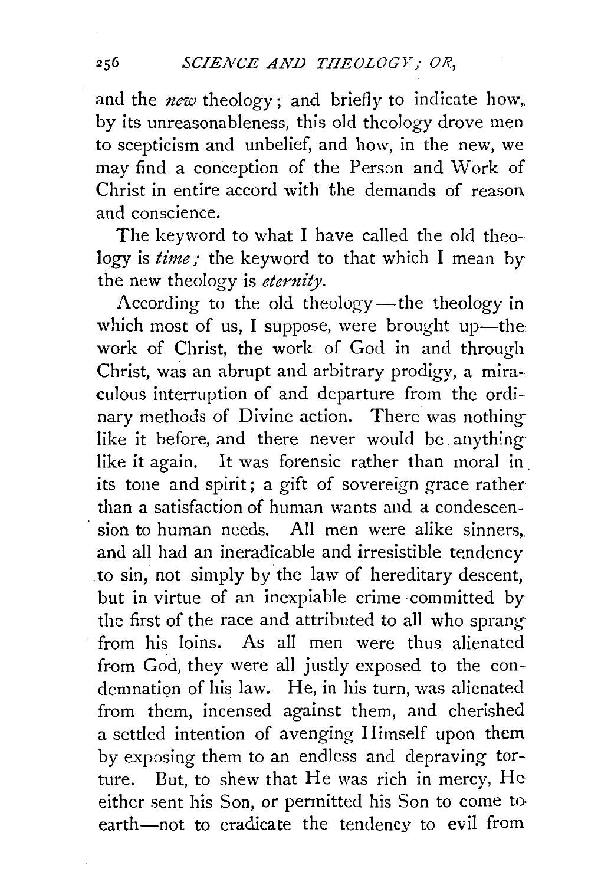and the *new* theology; and briefly to indicate how, by its unreasonableness, this old theology drove men to scepticism and unbelief, and how, in the new, we may find a conception of the Person and Work of Christ in entire accord with the demands of reason and conscience.

The keyword to what I have called the old theology is *time;* the keyword to that which I mean by the new theology is *eternity.*

According to the old theology—the theology in which most of us, I suppose, were brought up—the work of Christ, the work of God in and through Christ, was an abrupt and arbitrary prodigy, a miraculous interruption of and departure from the ordinary methods of Divine action. There was nothing like it before, and there never would be anything like it again. It was forensic rather than moral in its tone and spirit; a gift of sovereign grace rather than a satisfaction of human wants and a condescension to human needs. All men were alike sinners, and all had an ineradicable and irresistible tendency to sin, not simply by the law of hereditary descent, but in virtue of an inexpiable crime committed by the first of the race and attributed to all who sprang from his loins. As all men were thus alienated from God, they were all justly exposed to the condemnation of his law. He, in his turn, was alienated from them, incensed against them, and cherished a settled intention of avenging Himself upon them by exposing them to an endless and depraving torture. But, to shew that He was rich in mercy, He either sent his Son, or permitted his Son to come to earth—not to eradicate the tendency to evil from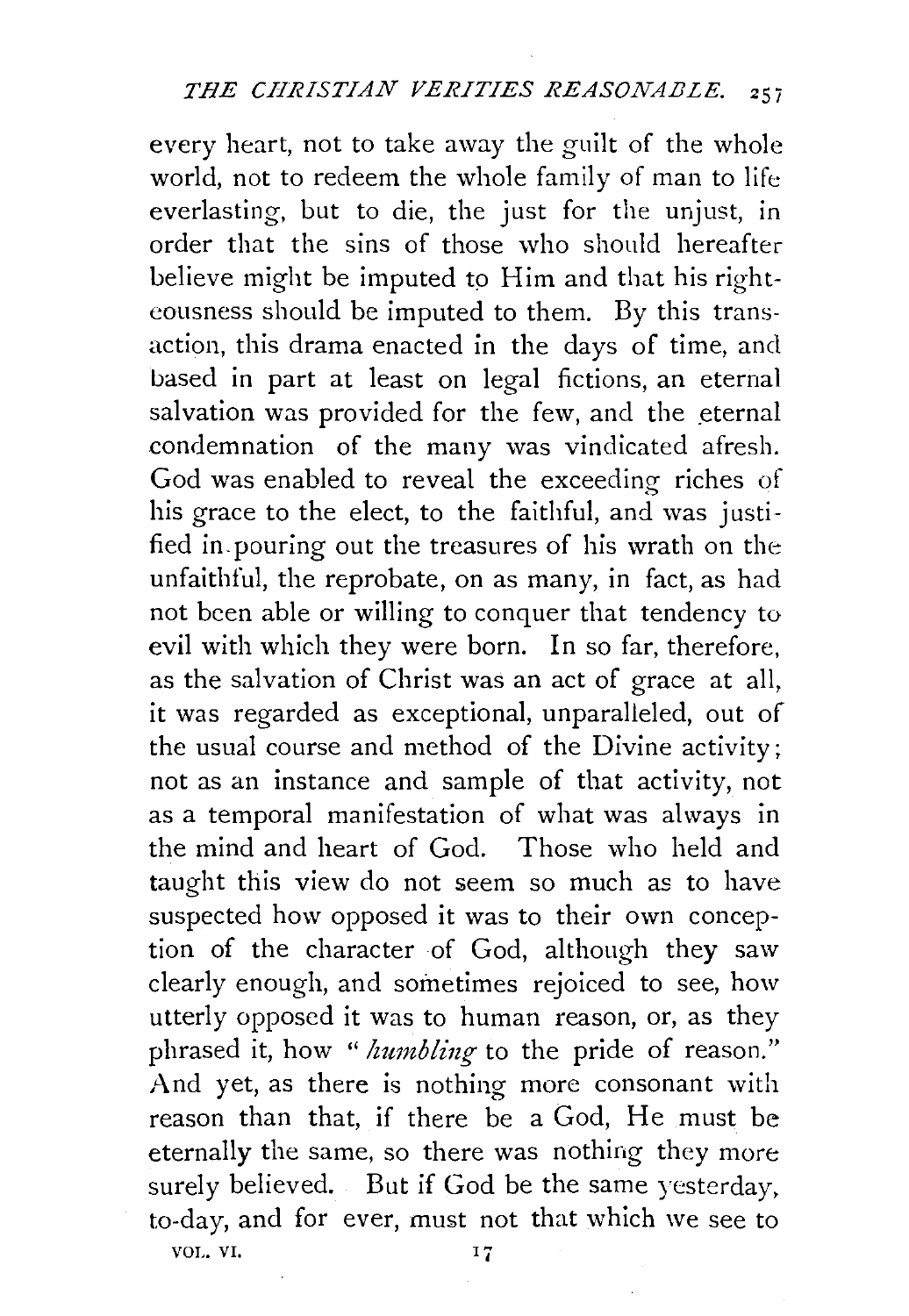every heart, not to take away the guilt of the whole world, not to redeem the whole family of man to life everlasting, but to die, the just for the unjust, in order that the sins of those who should hereafter believe might be imputed to Him and that his righteousness should be imputed to them. By this transaction, this drama enacted in the days of time, and based in part at least on legal fictions, an eternal salvation was provided for the few, and the eternal condemnation of the many was vindicated afresh. God was enabled to reveal the exceeding riches of his grace to the elect, to the faithful, and was justified in pouring out the treasures of his wrath on the unfaithful, the reprobate, on as many, in fact, as had not been able or willing to conquer that tendency to evil with which they were born. In so far, therefore, as the salvation of Christ was an act of grace at all, it was regarded as exceptional, unparalleled, out of the usual course and method of the Divine activity; not as an instance and sample of that activity, not as a temporal manifestation of what was always in the mind and heart of God. Those who held and taught this view do not seem so much as to have suspected how opposed it was to their own conception of the character of God, although they saw clearly enough, and sometimes rejoiced to see, how utterly opposed it was to human reason, or, as they phrased it, how "*humbling* to the pride of reason." And yet, as there is nothing more consonant with reason than that, if there be a God, He must be eternally the same, so there was nothing they more surely believed. But if God be the same yesterday, to-day, and for ever, must not that which we see to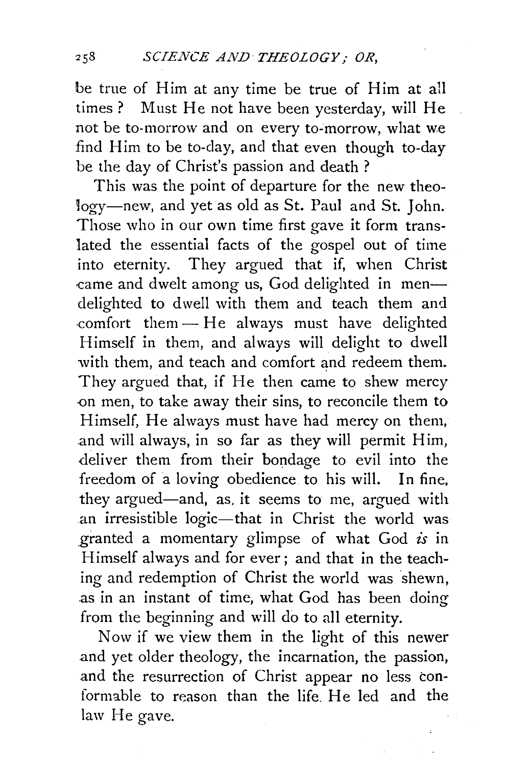be true of Him at any time be true of Him at all times? Must He not have been yesterday, will He not be to-morrow and on every to-morrow, what we find Him to be to-day, and that even though to-day be the day of Christ's passion and death?

This was the point of departure for the new theology—new, and yet as old as St. Paul and St. John. Those who in our own time first gave it form translated the essential facts of the gospel out of time into eternity. They argued that if, when Christ came and dwelt among us, God delighted in men—delighted to dwell with them and teach them and comfort them — He always must have delighted Himself in them, and always will delight to dwell with them, and teach and comfort and redeem them. They argued that, if He then came to shew mercy on men, to take away their sins, to reconcile them to Himself, He always must have had mercy on them, and will always, in so far as they will permit Him, deliver them from their bondage to evil into the freedom of a loving obedience to his will. In fine, they argued—and, as it seems to me, argued with an irresistible logic—that in Christ the world was granted a momentary glimpse of what God *is* in Himself always and for ever; and that in the teaching and redemption of Christ the world was shewn, as in an instant of time, what God has been doing from the beginning and will do to all eternity.

Now if we view them in the light of this newer and yet older theology, the incarnation, the passion, and the resurrection of Christ appear no less conformable to reason than the life He led and the law He gave.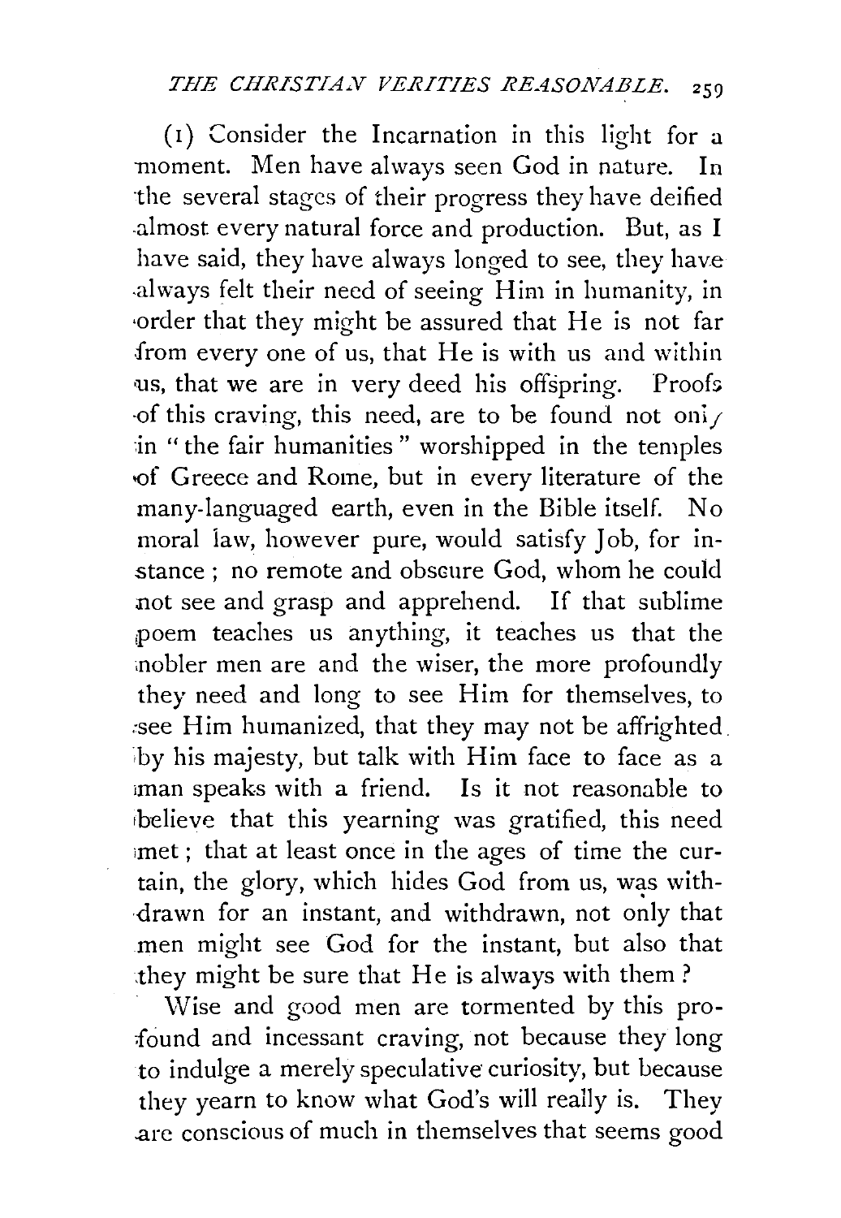(1) Consider the Incarnation in this light for a moment. Men have always seen God in nature. In the several stages of their progress they have deified almost every natural force and production. But, as I have said, they have always longed to see, they have always felt their need of seeing Him in humanity, in order that they might be assured that He is not far from every one of us, that He is with us and within us, that we are in very deed his offspring. Proofs of this craving, this need, are to be found not only in "the fair humanities" worshipped in the temples of Greece and Rome, but in every literature of the many-languaged earth, even in the Bible itself. No moral law, however pure, would satisfy Job, for instance; no remote and obscure God, whom he could not see and grasp and apprehend. If that sublime poem teaches us anything, it teaches us that the nobler men are and the wiser, the more profoundly they need and long to see Him for themselves, to see Him humanized, that they may not be affrighted by his majesty, but talk with Him face to face as a man speaks with a friend. Is it not reasonable to believe that this yearning was gratified, this need met; that at least once in the ages of time the curtain, the glory, which hides God from us, was withdrawn for an instant, and withdrawn, not only that men might see God for the instant, but also that they might be sure that He is always with them?

Wise and good men are tormented by this profound and incessant craving, not because they long to indulge a merely speculative curiosity, but because they yearn to know what God's will really is. They are conscious of much in themselves that seems good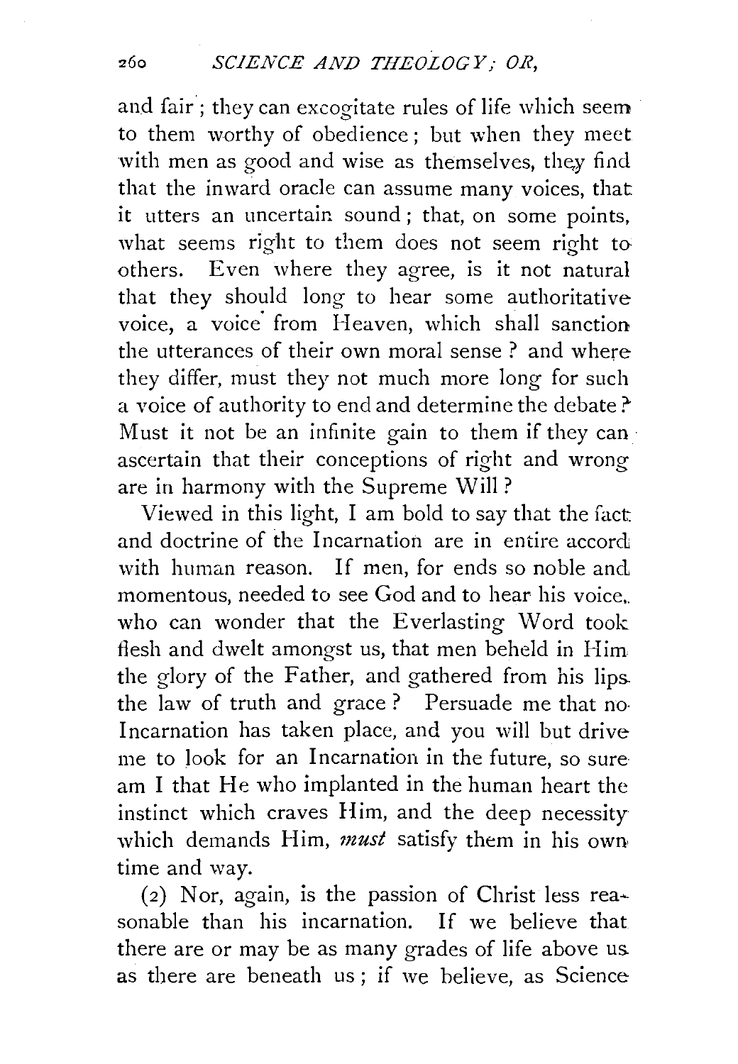and fair; they can excogitate rules of life which seem to them worthy of obedience; but when they meet with men as good and wise as themselves, they find that the inward oracle can assume many voices, that it utters an uncertain sound; that, on some points, what seems right to them does not seem right to others. Even where they agree, is it not natural that they should long to hear some authoritative voice, a voice from Heaven, which shall sanction the utterances of their own moral sense? and where they differ, must they not much more long for such a voice of authority to end and determine the debate? Must it not be an infinite gain to them if they can ascertain that their conceptions of right and wrong are in harmony with the Supreme Will?

Viewed in this light, I am bold to say that the fact and doctrine of the Incarnation are in entire accord with human reason. If men, for ends so noble and momentous, needed to see God and to hear his voice, who can wonder that the Everlasting Word took flesh and dwelt amongst us, that men beheld in Him the glory of the Father, and gathered from his lips the law of truth and grace? Persuade me that no Incarnation has taken place, and you will but drive me to look for an Incarnation in the future, so sure am I that He who implanted in the human heart the instinct which craves Him, and the deep necessity which demands Him, *must* satisfy them in his own time and way.

(2) Nor, again, is the passion of Christ less reasonable than his incarnation. If we believe that there are or may be as many grades of life above us as there are beneath us; if we believe, as Science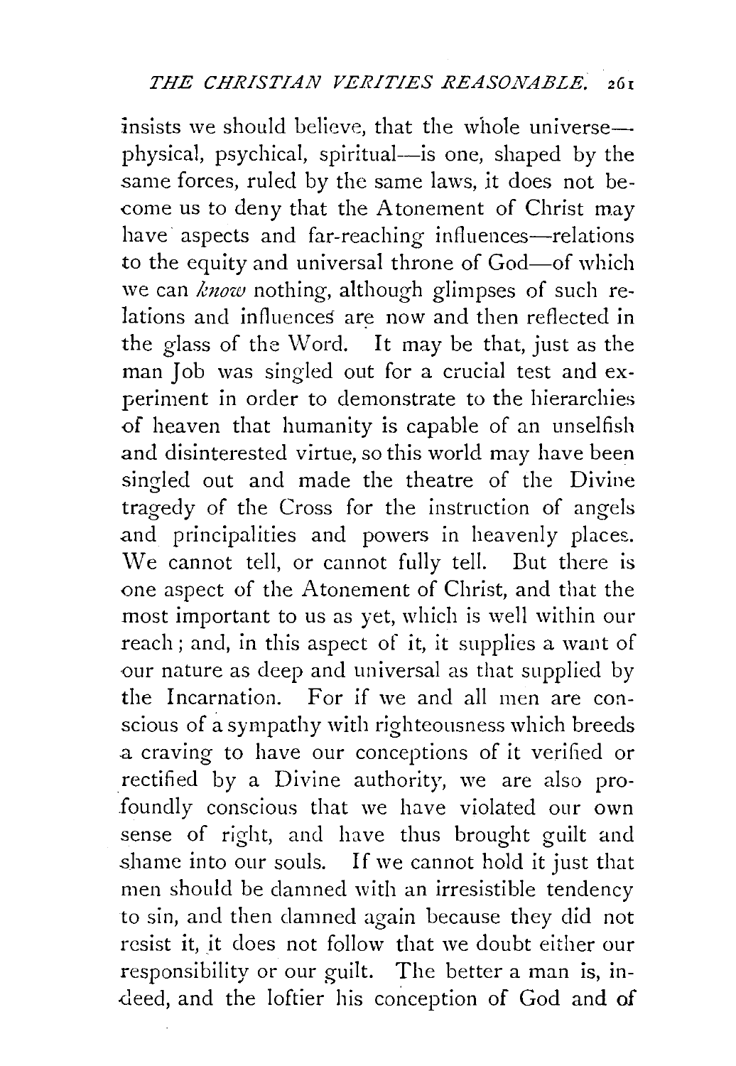insists we should believe, that the whole universe—physical, psychical, spiritual—is one, shaped by the same forces, ruled by the same laws, it does not become us to deny that the Atonement of Christ may have aspects and far-reaching influences—relations to the equity and universal throne of God—of which we can *know* nothing, although glimpses of such relations and influences are now and then reflected in the glass of the Word. It may be that, just as the man Job was singled out for a crucial test and experiment in order to demonstrate to the hierarchies of heaven that humanity is capable of an unselfish and disinterested virtue, so this world may have been singled out and made the theatre of the Divine tragedy of the Cross for the instruction of angels and principalities and powers in heavenly places. We cannot tell, or cannot fully tell. But there is one aspect of the Atonement of Christ, and that the most important to us as yet, which is well within our reach; and, in this aspect of it, it supplies a want of our nature as deep and universal as that supplied by the Incarnation. For if we and all men are conscious of a sympathy with righteousness which breeds a craving to have our conceptions of it verified or rectified by a Divine authority, we are also profoundly conscious that we have violated our own sense of right, and have thus brought guilt and shame into our souls. If we cannot hold it just that men should be damned with an irresistible tendency to sin, and then damned again because they did not resist it, it does not follow that we doubt either our responsibility or our guilt. The better a man is, indeed, and the loftier his conception of God and of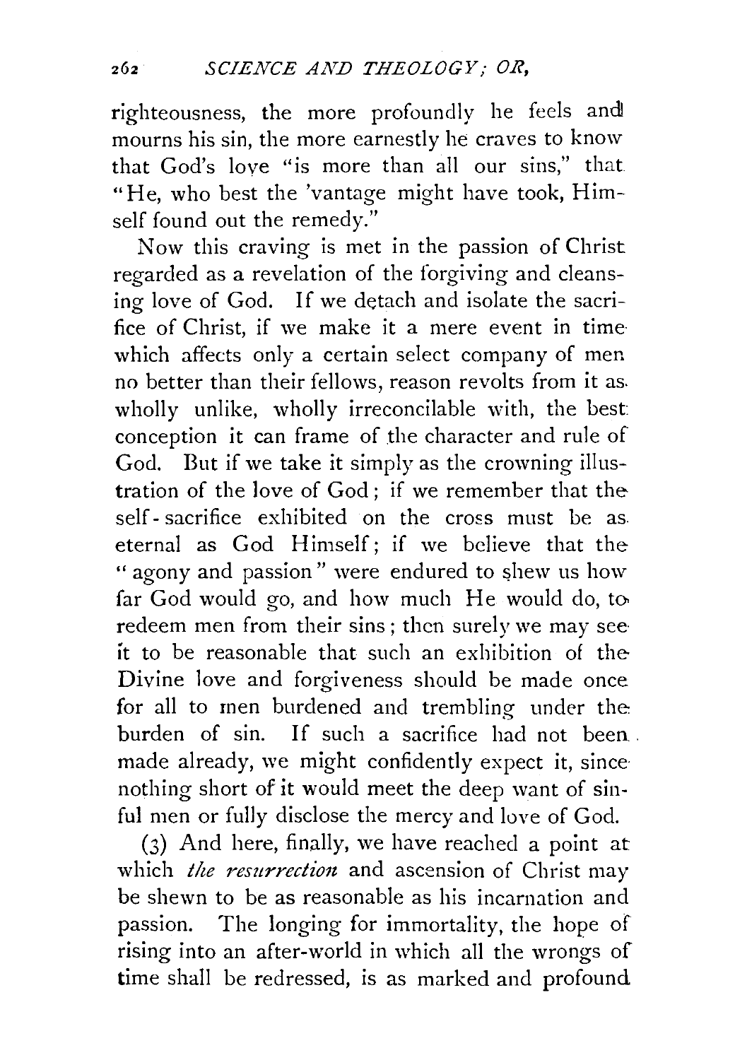righteousness, the more profoundly he feels and mourns his sin, the more earnestly he craves to know that God's love "is more than all our sins," that "He, who best the 'vantage might have took, Himself found out the remedy."

Now this craving is met in the passion of Christ regarded as a revelation of the forgiving and cleansing love of God. If we detach and isolate the sacrifice of Christ, if we make it a mere event in time which affects only a certain select company of men no better than their fellows, reason revolts from it as wholly unlike, wholly irreconcilable with, the best conception it can frame of the character and rule of God. But if we take it simply as the crowning illustration of the love of God; if we remember that the self-sacrifice exhibited on the cross must be as eternal as God Himself; if we believe that the "agony and passion" were endured to shew us how far God would go, and how much He would do, to redeem men from their sins; then surely we may see it to be reasonable that such an exhibition of the Divine love and forgiveness should be made once for all to men burdened and trembling under the burden of sin. If such a sacrifice had not been made already, we might confidently expect it, since nothing short of it would meet the deep want of sinful men or fully disclose the mercy and love of God.

(3) And here, finally, we have reached a point at which *the resurrection* and ascension of Christ may be shewn to be as reasonable as his incarnation and passion. The longing for immortality, the hope of rising into an after-world in which all the wrongs of time shall be redressed, is as marked and profound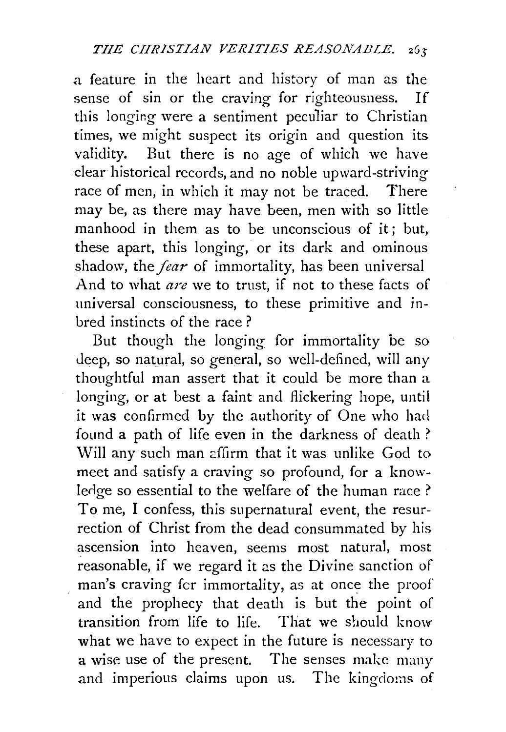a feature in the heart and history of man as the sense of sin or the craving for righteousness. If this longing were a sentiment peculiar to Christian times, we might suspect its origin and question its validity. But there is no age of which we have clear historical records, and no noble upward-striving race of men, in which it may not be traced. There may be, as there may have been, men with so little manhood in them as to be unconscious of it; but, these apart, this longing, or its dark and ominous shadow, the *fear* of immortality, has been universal And to what *are* we to trust, if not to these facts of universal consciousness, to these primitive and inbred instincts of the race?

But though the longing for immortality be so deep, so natural, so general, so well-defined, will any thoughtful man assert that it could be more than a longing, or at best a faint and flickering hope, until it was confirmed by the authority of One who had found a path of life even in the darkness of death? Will any such man affirm that it was unlike God to meet and satisfy a craving so profound, for a knowledge so essential to the welfare of the human race? To me, I confess, this supernatural event, the resurrection of Christ from the dead consummated by his ascension into heaven, seems most natural, most reasonable, if we regard it as the Divine sanction of man's craving for immortality, as at once the proof and the prophecy that death is but the point of transition from life to life. That we should know what we have to expect in the future is necessary to a wise use of the present. The senses make many and imperious claims upon us. The kingdoms of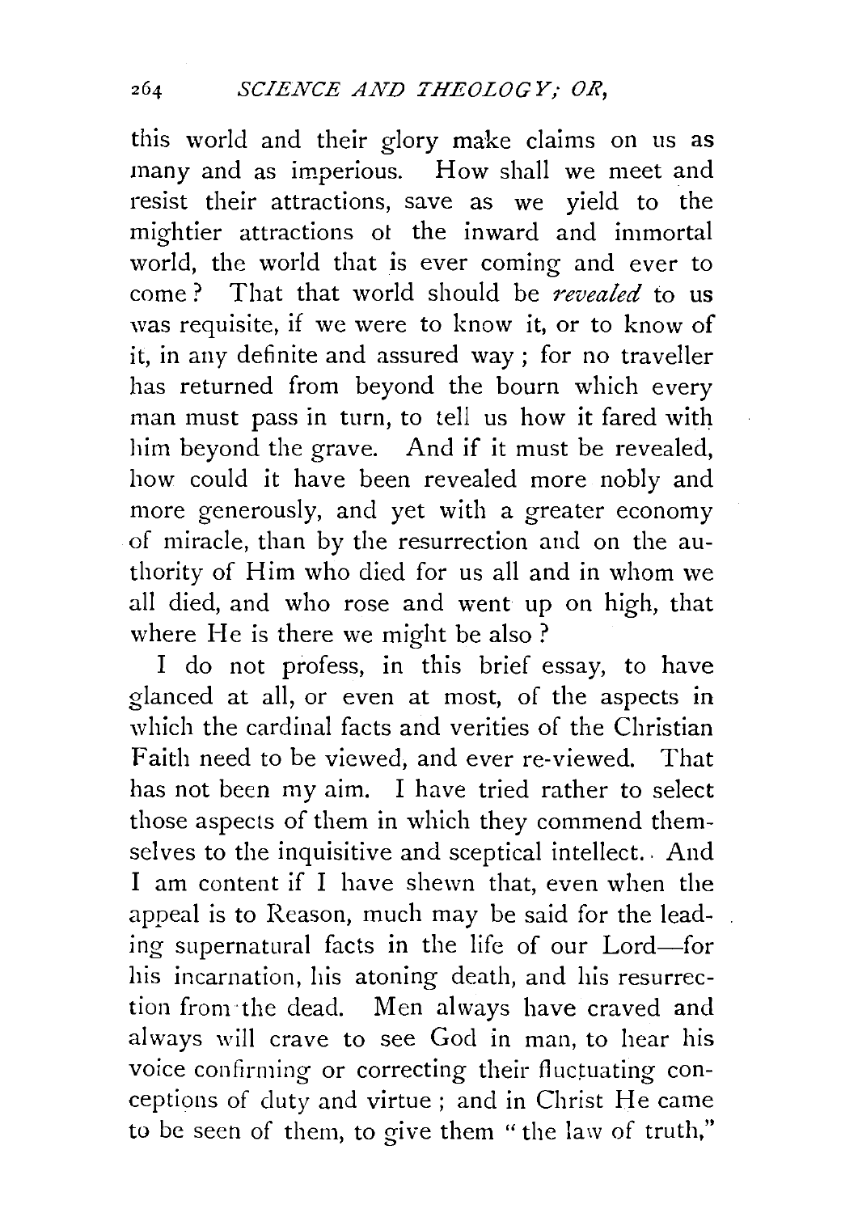this world and their glory make claims on us as many and as imperious. How shall we meet and resist their attractions, save as we yield to the mightier attractions of the inward and immortal world, the world that is ever coming and ever to come? That that world should be *revealed* to us was requisite, if we were to know it, or to know of it, in any definite and assured way; for no traveller has returned from beyond the bourn which every man must pass in turn, to tell us how it fared with him beyond the grave. And if it must be revealed, how could it have been revealed more nobly and more generously, and yet with a greater economy of miracle, than by the resurrection and on the authority of Him who died for us all and in whom we all died, and who rose and went up on high, that where He is there we might be also?

I do not profess, in this brief essay, to have glanced at all, or even at most, of the aspects in which the cardinal facts and verities of the Christian Faith need to be viewed, and ever re-viewed. That has not been my aim. I have tried rather to select those aspects of them in which they commend themselves to the inquisitive and sceptical intellect. And I am content if I have shewn that, even when the appeal is to Reason, much may be said for the leading supernatural facts in the life of our Lord—for his incarnation, his atoning death, and his resurrection from the dead. Men always have craved and always will crave to see God in man, to hear his voice confirming or correcting their fluctuating conceptions of duty and virtue; and in Christ He came to be seen of them, to give them "the law of truth,"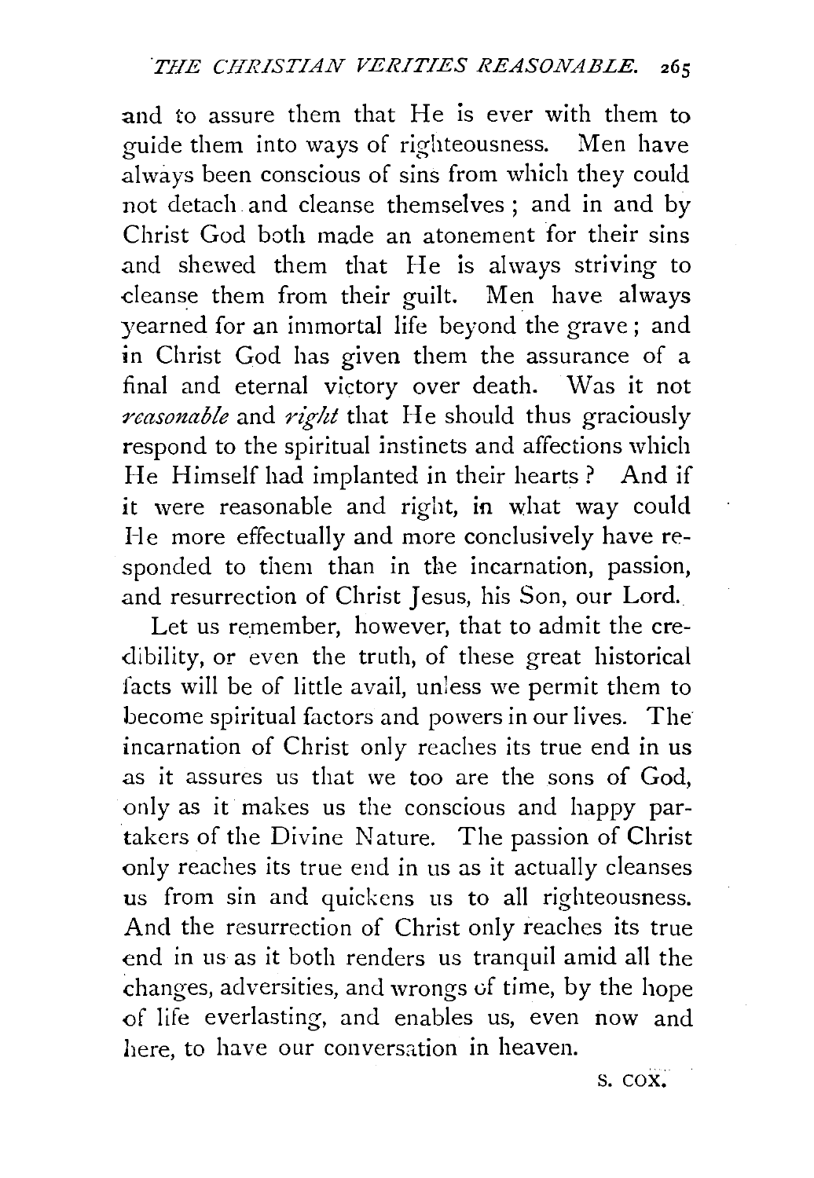and to assure them that He is ever with them to guide them into ways of righteousness. Men have always been conscious of sins from which they could not detach and cleanse themselves; and in and by Christ God both made an atonement for their sins and shewed them that He is always striving to cleanse them from their guilt. Men have always yearned for an immortal life beyond the grave; and in Christ God has given them the assurance of a final and eternal victory over death. Was it not *reasonable* and *right* that He should thus graciously respond to the spiritual instincts and affections which He Himself had implanted in their hearts? And if it were reasonable and right, in what way could He more effectually and more conclusively have responded to them than in the incarnation, passion, and resurrection of Christ Jesus, his Son, our Lord.

Let us remember, however, that to admit the credibility, or even the truth, of these great historical facts will be of little avail, unless we permit them to become spiritual factors and powers in our lives. The incarnation of Christ only reaches its true end in us as it assures us that we too are the sons of God, only as it makes us the conscious and happy partakers of the Divine Nature. The passion of Christ only reaches its true end in us as it actually cleanses us from sin and quickens us to all righteousness. And the resurrection of Christ only reaches its true end in us as it both renders us tranquil amid all the changes, adversities, and wrongs of time, by the hope of life everlasting, and enables us, even now and here, to have our conversation in heaven.

S. COX.